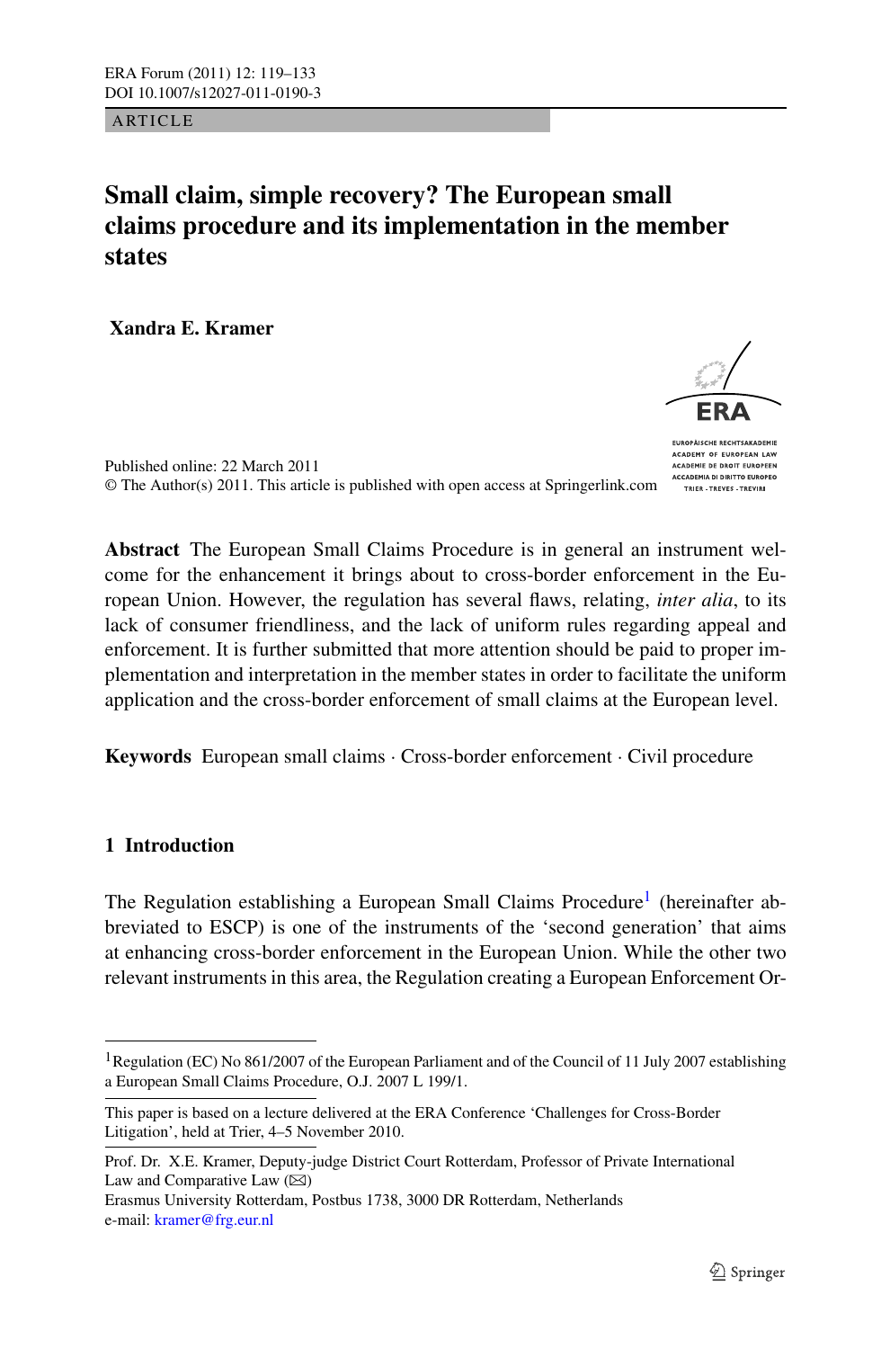ARTICLE

# Small claim, simple recovery? The European small claims procedure and its implementation in the member states

**Xandra E. Kramer**

Published online: 22 March 2011
© The Author(s) 2011. This article is published with open access at Springerlink.com

**Abstract** The European Small Claims Procedure is in general an instrument welcome for the enhancement it brings about to cross-border enforcement in the European Union. However, the regulation has several flaws, relating, *inter alia*, to its lack of consumer friendliness, and the lack of uniform rules regarding appeal and enforcement. It is further submitted that more attention should be paid to proper implementation and interpretation in the member states in order to facilitate the uniform application and the cross-border enforcement of small claims at the European level.

**Keywords** European small claims · Cross-border enforcement · Civil procedure

## 1 Introduction

The Regulation establishing a European Small Claims Procedure[1] (hereinafter abbreviated to ESCP) is one of the instruments of the 'second generation' that aims at enhancing cross-border enforcement in the European Union. While the other two relevant instruments in this area, the Regulation creating a European Enforcement Or-

[1] Regulation (EC) No 861/2007 of the European Parliament and of the Council of 11 July 2007 establishing a European Small Claims Procedure, O.J. 2007 L 199/1.

This paper is based on a lecture delivered at the ERA Conference 'Challenges for Cross-Border Litigation', held at Trier, 4–5 November 2010.

Prof. Dr. X.E. Kramer, Deputy-judge District Court Rotterdam, Professor of Private International Law and Comparative Law (✉)
Erasmus University Rotterdam, Postbus 1738, 3000 DR Rotterdam, Netherlands
e-mail: kramer@frg.eur.nl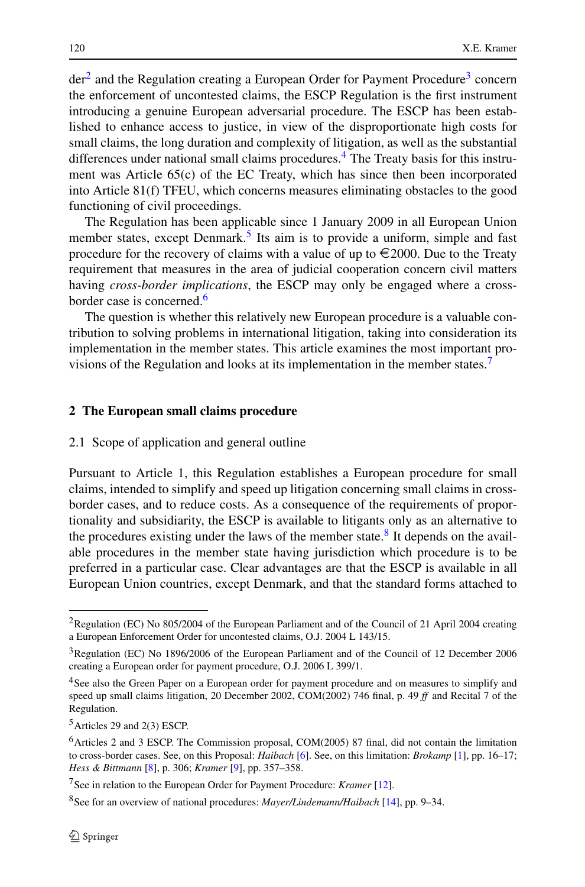der[2] and the Regulation creating a European Order for Payment Procedure[3] concern the enforcement of uncontested claims, the ESCP Regulation is the first instrument introducing a genuine European adversarial procedure. The ESCP has been established to enhance access to justice, in view of the disproportionate high costs for small claims, the long duration and complexity of litigation, as well as the substantial differences under national small claims procedures.[4] The Treaty basis for this instrument was Article 65(c) of the EC Treaty, which has since then been incorporated into Article 81(f) TFEU, which concerns measures eliminating obstacles to the good functioning of civil proceedings.

The Regulation has been applicable since 1 January 2009 in all European Union member states, except Denmark.[5] Its aim is to provide a uniform, simple and fast procedure for the recovery of claims with a value of up to €2000. Due to the Treaty requirement that measures in the area of judicial cooperation concern civil matters having *cross-border implications*, the ESCP may only be engaged where a cross-border case is concerned.[6]

The question is whether this relatively new European procedure is a valuable contribution to solving problems in international litigation, taking into consideration its implementation in the member states. This article examines the most important provisions of the Regulation and looks at its implementation in the member states.[7]

## 2 The European small claims procedure

### 2.1 Scope of application and general outline

Pursuant to Article 1, this Regulation establishes a European procedure for small claims, intended to simplify and speed up litigation concerning small claims in cross-border cases, and to reduce costs. As a consequence of the requirements of proportionality and subsidiarity, the ESCP is available to litigants only as an alternative to the procedures existing under the laws of the member state.[8] It depends on the available procedures in the member state having jurisdiction which procedure is to be preferred in a particular case. Clear advantages are that the ESCP is available in all European Union countries, except Denmark, and that the standard forms attached to

---

[2] Regulation (EC) No 805/2004 of the European Parliament and of the Council of 21 April 2004 creating a European Enforcement Order for uncontested claims, O.J. 2004 L 143/15.

[3] Regulation (EC) No 1896/2006 of the European Parliament and of the Council of 12 December 2006 creating a European order for payment procedure, O.J. 2006 L 399/1.

[4] See also the Green Paper on a European order for payment procedure and on measures to simplify and speed up small claims litigation, 20 December 2002, COM(2002) 746 final, p. 49 *ff* and Recital 7 of the Regulation.

[5] Articles 29 and 2(3) ESCP.

[6] Articles 2 and 3 ESCP. The Commission proposal, COM(2005) 87 final, did not contain the limitation to cross-border cases. See, on this Proposal: *Haibach* [6]. See, on this limitation: *Brokamp* [1], pp. 16–17; *Hess & Bittmann* [8], p. 306; *Kramer* [9], pp. 357–358.

[7] See in relation to the European Order for Payment Procedure: *Kramer* [12].

[8] See for an overview of national procedures: *Mayer/Lindemann/Haibach* [14], pp. 9–34.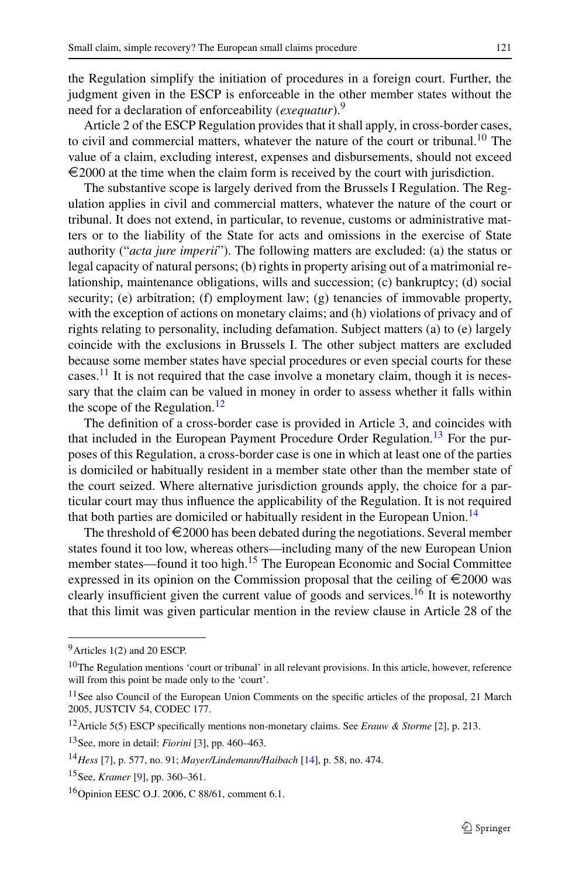the Regulation simplify the initiation of procedures in a foreign court. Further, the judgment given in the ESCP is enforceable in the other member states without the need for a declaration of enforceability (*exequatur*).[9]

Article 2 of the ESCP Regulation provides that it shall apply, in cross-border cases, to civil and commercial matters, whatever the nature of the court or tribunal.[10] The value of a claim, excluding interest, expenses and disbursements, should not exceed €2000 at the time when the claim form is received by the court with jurisdiction.

The substantive scope is largely derived from the Brussels I Regulation. The Regulation applies in civil and commercial matters, whatever the nature of the court or tribunal. It does not extend, in particular, to revenue, customs or administrative matters or to the liability of the State for acts and omissions in the exercise of State authority ("*acta jure imperii*"). The following matters are excluded: (a) the status or legal capacity of natural persons; (b) rights in property arising out of a matrimonial relationship, maintenance obligations, wills and succession; (c) bankruptcy; (d) social security; (e) arbitration; (f) employment law; (g) tenancies of immovable property, with the exception of actions on monetary claims; and (h) violations of privacy and of rights relating to personality, including defamation. Subject matters (a) to (e) largely coincide with the exclusions in Brussels I. The other subject matters are excluded because some member states have special procedures or even special courts for these cases.[11] It is not required that the case involve a monetary claim, though it is necessary that the claim can be valued in money in order to assess whether it falls within the scope of the Regulation.[12]

The definition of a cross-border case is provided in Article 3, and coincides with that included in the European Payment Procedure Order Regulation.[13] For the purposes of this Regulation, a cross-border case is one in which at least one of the parties is domiciled or habitually resident in a member state other than the member state of the court seized. Where alternative jurisdiction grounds apply, the choice for a particular court may thus influence the applicability of the Regulation. It is not required that both parties are domiciled or habitually resident in the European Union.[14]

The threshold of €2000 has been debated during the negotiations. Several member states found it too low, whereas others—including many of the new European Union member states—found it too high.[15] The European Economic and Social Committee expressed in its opinion on the Commission proposal that the ceiling of €2000 was clearly insufficient given the current value of goods and services.[16] It is noteworthy that this limit was given particular mention in the review clause in Article 28 of the

---

[9] Articles 1(2) and 20 ESCP.

[10] The Regulation mentions 'court or tribunal' in all relevant provisions. In this article, however, reference will from this point be made only to the 'court'.

[11] See also Council of the European Union Comments on the specific articles of the proposal, 21 March 2005, JUSTCIV 54, CODEC 177.

[12] Article 5(5) ESCP specifically mentions non-monetary claims. See *Erauw & Storme* [2], p. 213.

[13] See, more in detail: *Fiorini* [3], pp. 460–463.

[14] *Hess* [7], p. 577, no. 91; *Mayer/Lindemann/Haibach* [14], p. 58, no. 474.

[15] See, *Kramer* [9], pp. 360–361.

[16] Opinion EESC O.J. 2006, C 88/61, comment 6.1.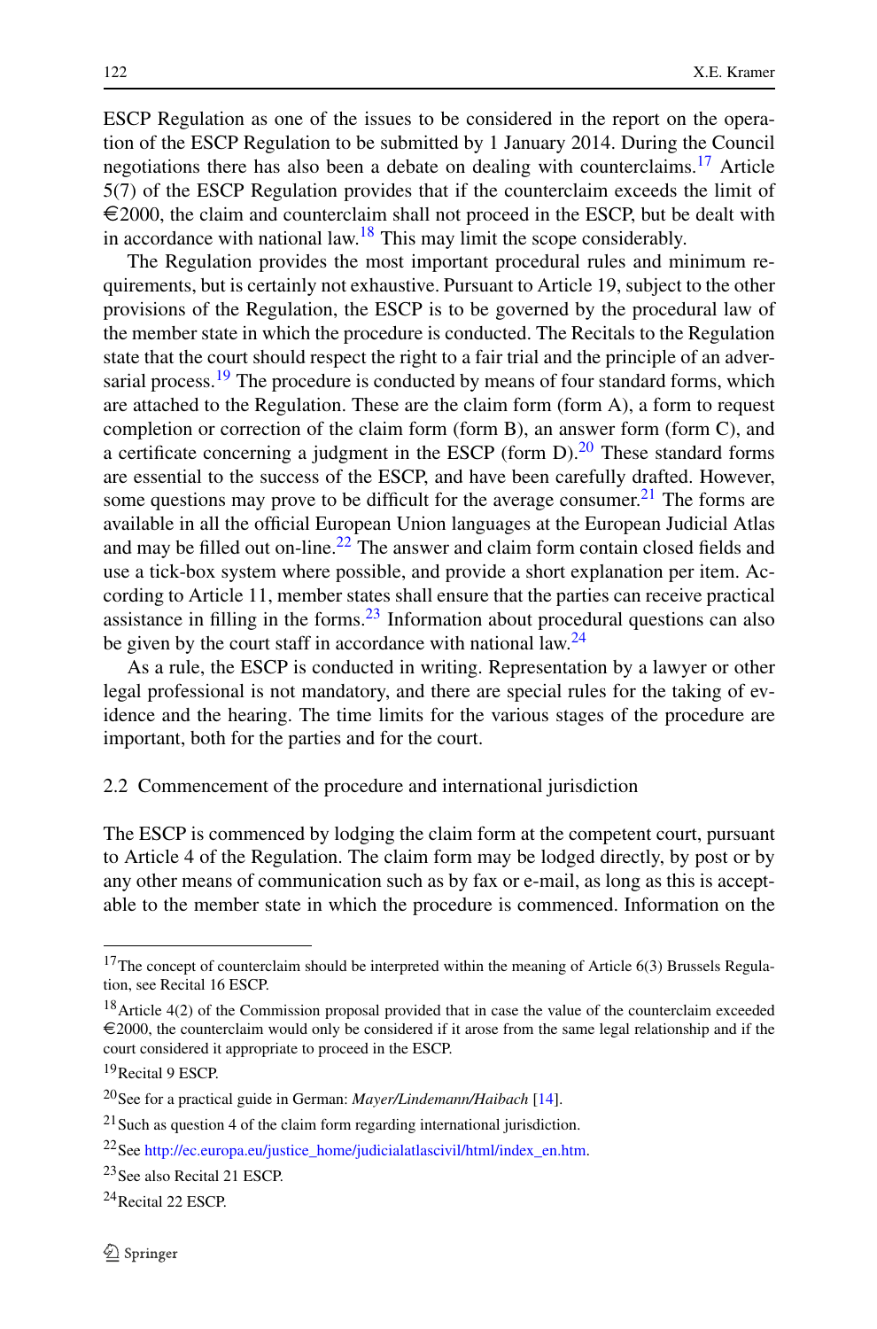ESCP Regulation as one of the issues to be considered in the report on the operation of the ESCP Regulation to be submitted by 1 January 2014. During the Council negotiations there has also been a debate on dealing with counterclaims.[17] Article 5(7) of the ESCP Regulation provides that if the counterclaim exceeds the limit of €2000, the claim and counterclaim shall not proceed in the ESCP, but be dealt with in accordance with national law.[18] This may limit the scope considerably.

The Regulation provides the most important procedural rules and minimum requirements, but is certainly not exhaustive. Pursuant to Article 19, subject to the other provisions of the Regulation, the ESCP is to be governed by the procedural law of the member state in which the procedure is conducted. The Recitals to the Regulation state that the court should respect the right to a fair trial and the principle of an adversarial process.[19] The procedure is conducted by means of four standard forms, which are attached to the Regulation. These are the claim form (form A), a form to request completion or correction of the claim form (form B), an answer form (form C), and a certificate concerning a judgment in the ESCP (form D).[20] These standard forms are essential to the success of the ESCP, and have been carefully drafted. However, some questions may prove to be difficult for the average consumer.[21] The forms are available in all the official European Union languages at the European Judicial Atlas and may be filled out on-line.[22] The answer and claim form contain closed fields and use a tick-box system where possible, and provide a short explanation per item. According to Article 11, member states shall ensure that the parties can receive practical assistance in filling in the forms.[23] Information about procedural questions can also be given by the court staff in accordance with national law.[24]

As a rule, the ESCP is conducted in writing. Representation by a lawyer or other legal professional is not mandatory, and there are special rules for the taking of evidence and the hearing. The time limits for the various stages of the procedure are important, both for the parties and for the court.

## 2.2 Commencement of the procedure and international jurisdiction

The ESCP is commenced by lodging the claim form at the competent court, pursuant to Article 4 of the Regulation. The claim form may be lodged directly, by post or by any other means of communication such as by fax or e-mail, as long as this is acceptable to the member state in which the procedure is commenced. Information on the

---

[17] The concept of counterclaim should be interpreted within the meaning of Article 6(3) Brussels Regulation, see Recital 16 ESCP.

[18] Article 4(2) of the Commission proposal provided that in case the value of the counterclaim exceeded €2000, the counterclaim would only be considered if it arose from the same legal relationship and if the court considered it appropriate to proceed in the ESCP.

[19] Recital 9 ESCP.

[20] See for a practical guide in German: *Mayer/Lindemann/Haibach* [14].

[21] Such as question 4 of the claim form regarding international jurisdiction.

[22] See http://ec.europa.eu/justice_home/judicialatlascivil/html/index_en.htm.

[23] See also Recital 21 ESCP.

[24] Recital 22 ESCP.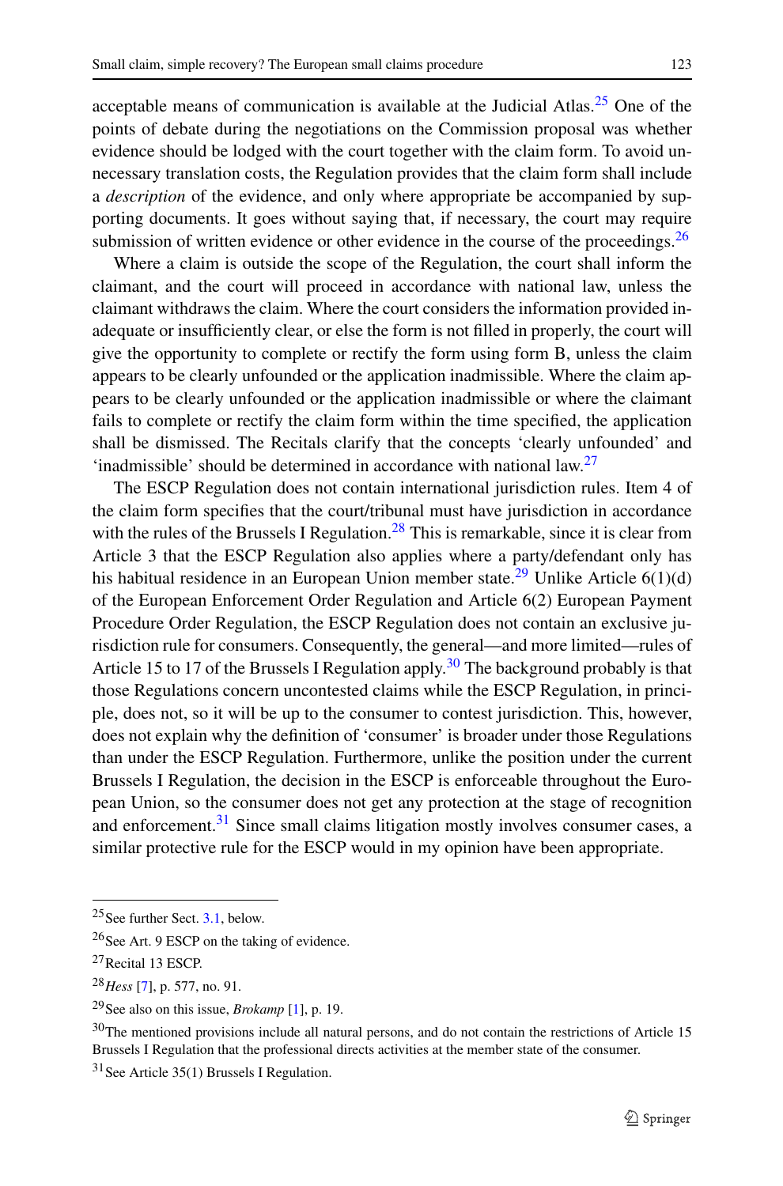acceptable means of communication is available at the Judicial Atlas.[25] One of the points of debate during the negotiations on the Commission proposal was whether evidence should be lodged with the court together with the claim form. To avoid unnecessary translation costs, the Regulation provides that the claim form shall include a *description* of the evidence, and only where appropriate be accompanied by supporting documents. It goes without saying that, if necessary, the court may require submission of written evidence or other evidence in the course of the proceedings.[26]

Where a claim is outside the scope of the Regulation, the court shall inform the claimant, and the court will proceed in accordance with national law, unless the claimant withdraws the claim. Where the court considers the information provided inadequate or insufficiently clear, or else the form is not filled in properly, the court will give the opportunity to complete or rectify the form using form B, unless the claim appears to be clearly unfounded or the application inadmissible. Where the claim appears to be clearly unfounded or the application inadmissible or where the claimant fails to complete or rectify the claim form within the time specified, the application shall be dismissed. The Recitals clarify that the concepts 'clearly unfounded' and 'inadmissible' should be determined in accordance with national law.[27]

The ESCP Regulation does not contain international jurisdiction rules. Item 4 of the claim form specifies that the court/tribunal must have jurisdiction in accordance with the rules of the Brussels I Regulation.[28] This is remarkable, since it is clear from Article 3 that the ESCP Regulation also applies where a party/defendant only has his habitual residence in an European Union member state.[29] Unlike Article 6(1)(d) of the European Enforcement Order Regulation and Article 6(2) European Payment Procedure Order Regulation, the ESCP Regulation does not contain an exclusive jurisdiction rule for consumers. Consequently, the general—and more limited—rules of Article 15 to 17 of the Brussels I Regulation apply.[30] The background probably is that those Regulations concern uncontested claims while the ESCP Regulation, in principle, does not, so it will be up to the consumer to contest jurisdiction. This, however, does not explain why the definition of 'consumer' is broader under those Regulations than under the ESCP Regulation. Furthermore, unlike the position under the current Brussels I Regulation, the decision in the ESCP is enforceable throughout the European Union, so the consumer does not get any protection at the stage of recognition and enforcement.[31] Since small claims litigation mostly involves consumer cases, a similar protective rule for the ESCP would in my opinion have been appropriate.

---

[25] See further Sect. 3.1, below.

[26] See Art. 9 ESCP on the taking of evidence.

[27] Recital 13 ESCP.

[28] *Hess* [7], p. 577, no. 91.

[29] See also on this issue, *Brokamp* [1], p. 19.

[30] The mentioned provisions include all natural persons, and do not contain the restrictions of Article 15 Brussels I Regulation that the professional directs activities at the member state of the consumer.

[31] See Article 35(1) Brussels I Regulation.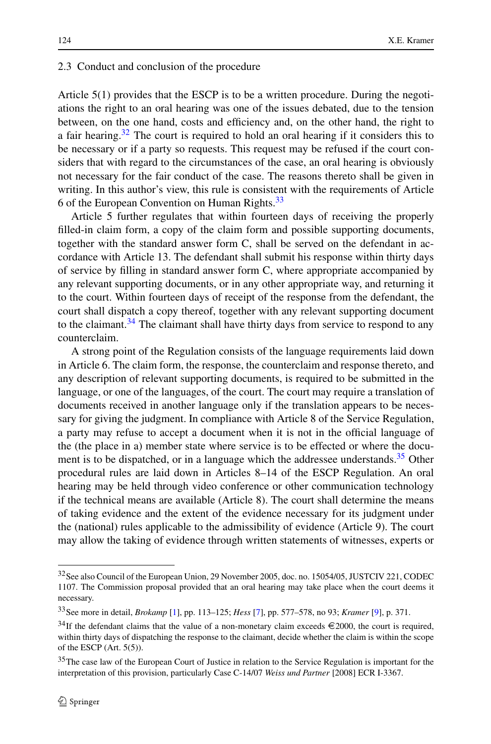### 2.3 Conduct and conclusion of the procedure

Article 5(1) provides that the ESCP is to be a written procedure. During the negotiations the right to an oral hearing was one of the issues debated, due to the tension between, on the one hand, costs and efficiency and, on the other hand, the right to a fair hearing.[32] The court is required to hold an oral hearing if it considers this to be necessary or if a party so requests. This request may be refused if the court considers that with regard to the circumstances of the case, an oral hearing is obviously not necessary for the fair conduct of the case. The reasons thereto shall be given in writing. In this author's view, this rule is consistent with the requirements of Article 6 of the European Convention on Human Rights.[33]

Article 5 further regulates that within fourteen days of receiving the properly filled-in claim form, a copy of the claim form and possible supporting documents, together with the standard answer form C, shall be served on the defendant in accordance with Article 13. The defendant shall submit his response within thirty days of service by filling in standard answer form C, where appropriate accompanied by any relevant supporting documents, or in any other appropriate way, and returning it to the court. Within fourteen days of receipt of the response from the defendant, the court shall dispatch a copy thereof, together with any relevant supporting document to the claimant.[34] The claimant shall have thirty days from service to respond to any counterclaim.

A strong point of the Regulation consists of the language requirements laid down in Article 6. The claim form, the response, the counterclaim and response thereto, and any description of relevant supporting documents, is required to be submitted in the language, or one of the languages, of the court. The court may require a translation of documents received in another language only if the translation appears to be necessary for giving the judgment. In compliance with Article 8 of the Service Regulation, a party may refuse to accept a document when it is not in the official language of the (the place in a) member state where service is to be effected or where the document is to be dispatched, or in a language which the addressee understands.[35] Other procedural rules are laid down in Articles 8–14 of the ESCP Regulation. An oral hearing may be held through video conference or other communication technology if the technical means are available (Article 8). The court shall determine the means of taking evidence and the extent of the evidence necessary for its judgment under the (national) rules applicable to the admissibility of evidence (Article 9). The court may allow the taking of evidence through written statements of witnesses, experts or

---

[32] See also Council of the European Union, 29 November 2005, doc. no. 15054/05, JUSTCIV 221, CODEC 1107. The Commission proposal provided that an oral hearing may take place when the court deems it necessary.

[33] See more in detail, *Brokamp* [1], pp. 113–125; *Hess* [7], pp. 577–578, no 93; *Kramer* [9], p. 371.

[34] If the defendant claims that the value of a non-monetary claim exceeds €2000, the court is required, within thirty days of dispatching the response to the claimant, decide whether the claim is within the scope of the ESCP (Art. 5(5)).

[35] The case law of the European Court of Justice in relation to the Service Regulation is important for the interpretation of this provision, particularly Case C-14/07 *Weiss und Partner* [2008] ECR I-3367.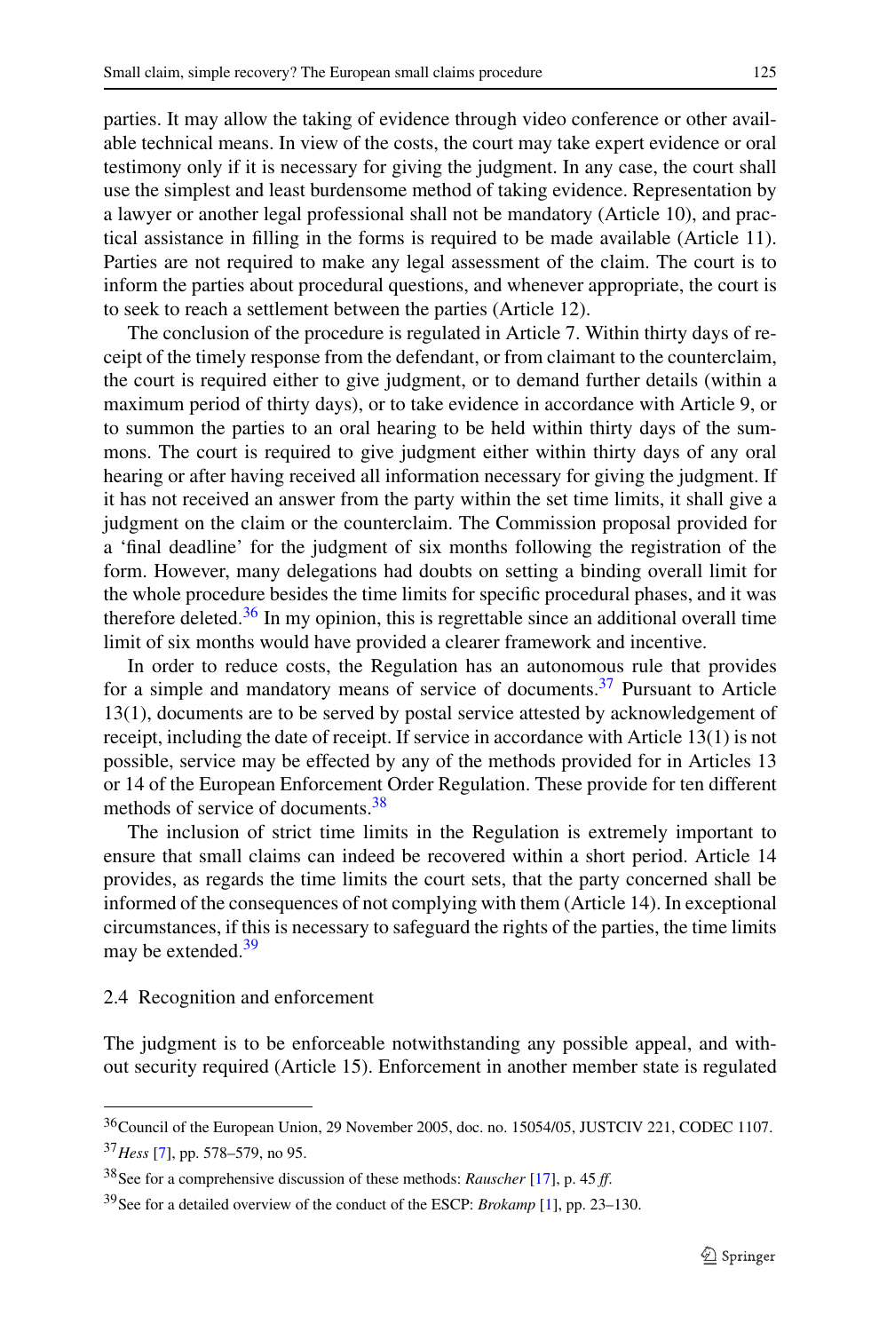parties. It may allow the taking of evidence through video conference or other available technical means. In view of the costs, the court may take expert evidence or oral testimony only if it is necessary for giving the judgment. In any case, the court shall use the simplest and least burdensome method of taking evidence. Representation by a lawyer or another legal professional shall not be mandatory (Article 10), and practical assistance in filling in the forms is required to be made available (Article 11). Parties are not required to make any legal assessment of the claim. The court is to inform the parties about procedural questions, and whenever appropriate, the court is to seek to reach a settlement between the parties (Article 12).

The conclusion of the procedure is regulated in Article 7. Within thirty days of receipt of the timely response from the defendant, or from claimant to the counterclaim, the court is required either to give judgment, or to demand further details (within a maximum period of thirty days), or to take evidence in accordance with Article 9, or to summon the parties to an oral hearing to be held within thirty days of the summons. The court is required to give judgment either within thirty days of any oral hearing or after having received all information necessary for giving the judgment. If it has not received an answer from the party within the set time limits, it shall give a judgment on the claim or the counterclaim. The Commission proposal provided for a 'final deadline' for the judgment of six months following the registration of the form. However, many delegations had doubts on setting a binding overall limit for the whole procedure besides the time limits for specific procedural phases, and it was therefore deleted.[36] In my opinion, this is regrettable since an additional overall time limit of six months would have provided a clearer framework and incentive.

In order to reduce costs, the Regulation has an autonomous rule that provides for a simple and mandatory means of service of documents.[37] Pursuant to Article 13(1), documents are to be served by postal service attested by acknowledgement of receipt, including the date of receipt. If service in accordance with Article 13(1) is not possible, service may be effected by any of the methods provided for in Articles 13 or 14 of the European Enforcement Order Regulation. These provide for ten different methods of service of documents.[38]

The inclusion of strict time limits in the Regulation is extremely important to ensure that small claims can indeed be recovered within a short period. Article 14 provides, as regards the time limits the court sets, that the party concerned shall be informed of the consequences of not complying with them (Article 14). In exceptional circumstances, if this is necessary to safeguard the rights of the parties, the time limits may be extended.[39]

### 2.4 Recognition and enforcement

The judgment is to be enforceable notwithstanding any possible appeal, and without security required (Article 15). Enforcement in another member state is regulated

---

[36] Council of the European Union, 29 November 2005, doc. no. 15054/05, JUSTCIV 221, CODEC 1107.

[37] *Hess* [7], pp. 578–579, no 95.

[38] See for a comprehensive discussion of these methods: *Rauscher* [17], p. 45 *ff.*

[39] See for a detailed overview of the conduct of the ESCP: *Brokamp* [1], pp. 23–130.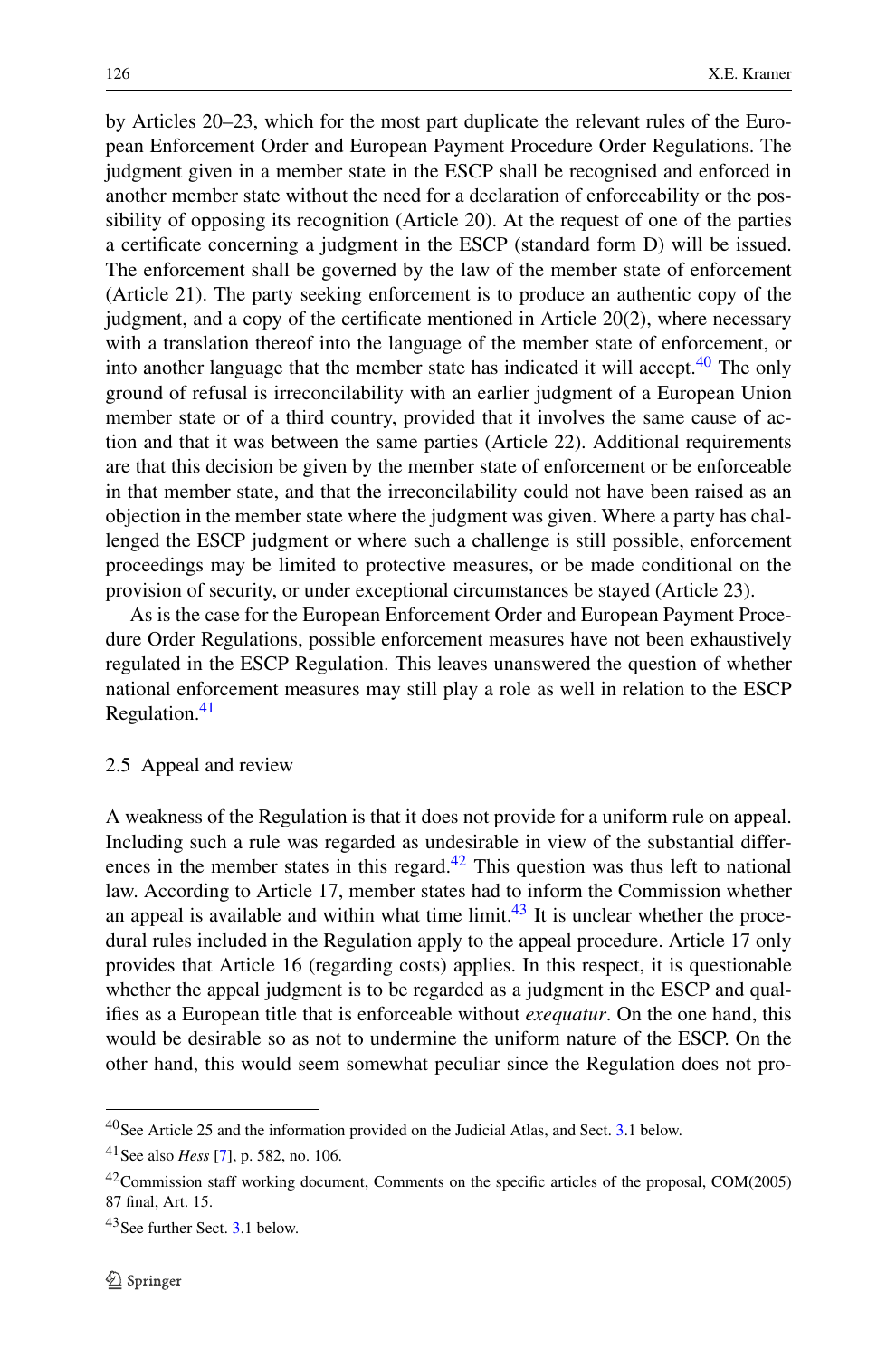by Articles 20–23, which for the most part duplicate the relevant rules of the European Enforcement Order and European Payment Procedure Order Regulations. The judgment given in a member state in the ESCP shall be recognised and enforced in another member state without the need for a declaration of enforceability or the possibility of opposing its recognition (Article 20). At the request of one of the parties a certificate concerning a judgment in the ESCP (standard form D) will be issued. The enforcement shall be governed by the law of the member state of enforcement (Article 21). The party seeking enforcement is to produce an authentic copy of the judgment, and a copy of the certificate mentioned in Article 20(2), where necessary with a translation thereof into the language of the member state of enforcement, or into another language that the member state has indicated it will accept.[40] The only ground of refusal is irreconcilability with an earlier judgment of a European Union member state or of a third country, provided that it involves the same cause of action and that it was between the same parties (Article 22). Additional requirements are that this decision be given by the member state of enforcement or be enforceable in that member state, and that the irreconcilability could not have been raised as an objection in the member state where the judgment was given. Where a party has challenged the ESCP judgment or where such a challenge is still possible, enforcement proceedings may be limited to protective measures, or be made conditional on the provision of security, or under exceptional circumstances be stayed (Article 23).

As is the case for the European Enforcement Order and European Payment Procedure Order Regulations, possible enforcement measures have not been exhaustively regulated in the ESCP Regulation. This leaves unanswered the question of whether national enforcement measures may still play a role as well in relation to the ESCP Regulation.[41]

### 2.5 Appeal and review

A weakness of the Regulation is that it does not provide for a uniform rule on appeal. Including such a rule was regarded as undesirable in view of the substantial differences in the member states in this regard.[42] This question was thus left to national law. According to Article 17, member states had to inform the Commission whether an appeal is available and within what time limit.[43] It is unclear whether the procedural rules included in the Regulation apply to the appeal procedure. Article 17 only provides that Article 16 (regarding costs) applies. In this respect, it is questionable whether the appeal judgment is to be regarded as a judgment in the ESCP and qualifies as a European title that is enforceable without *exequatur*. On the one hand, this would be desirable so as not to undermine the uniform nature of the ESCP. On the other hand, this would seem somewhat peculiar since the Regulation does not pro-

---

[40] See Article 25 and the information provided on the Judicial Atlas, and Sect. 3.1 below.

[41] See also *Hess* [7], p. 582, no. 106.

[42] Commission staff working document, Comments on the specific articles of the proposal, COM(2005) 87 final, Art. 15.

[43] See further Sect. 3.1 below.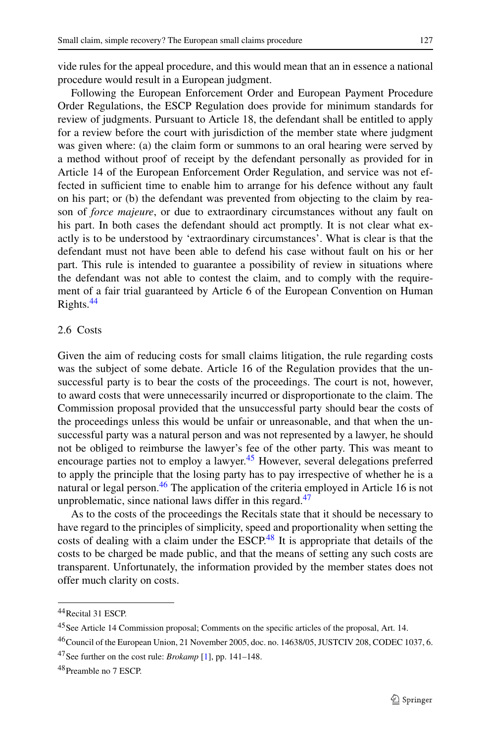vide rules for the appeal procedure, and this would mean that an in essence a national procedure would result in a European judgment.

Following the European Enforcement Order and European Payment Procedure Order Regulations, the ESCP Regulation does provide for minimum standards for review of judgments. Pursuant to Article 18, the defendant shall be entitled to apply for a review before the court with jurisdiction of the member state where judgment was given where: (a) the claim form or summons to an oral hearing were served by a method without proof of receipt by the defendant personally as provided for in Article 14 of the European Enforcement Order Regulation, and service was not effected in sufficient time to enable him to arrange for his defence without any fault on his part; or (b) the defendant was prevented from objecting to the claim by reason of *force majeure*, or due to extraordinary circumstances without any fault on his part. In both cases the defendant should act promptly. It is not clear what exactly is to be understood by 'extraordinary circumstances'. What is clear is that the defendant must not have been able to defend his case without fault on his or her part. This rule is intended to guarantee a possibility of review in situations where the defendant was not able to contest the claim, and to comply with the requirement of a fair trial guaranteed by Article 6 of the European Convention on Human Rights.[44]

### 2.6 Costs

Given the aim of reducing costs for small claims litigation, the rule regarding costs was the subject of some debate. Article 16 of the Regulation provides that the unsuccessful party is to bear the costs of the proceedings. The court is not, however, to award costs that were unnecessarily incurred or disproportionate to the claim. The Commission proposal provided that the unsuccessful party should bear the costs of the proceedings unless this would be unfair or unreasonable, and that when the unsuccessful party was a natural person and was not represented by a lawyer, he should not be obliged to reimburse the lawyer's fee of the other party. This was meant to encourage parties not to employ a lawyer.[45] However, several delegations preferred to apply the principle that the losing party has to pay irrespective of whether he is a natural or legal person.[46] The application of the criteria employed in Article 16 is not unproblematic, since national laws differ in this regard.[47]

As to the costs of the proceedings the Recitals state that it should be necessary to have regard to the principles of simplicity, speed and proportionality when setting the costs of dealing with a claim under the ESCP.[48] It is appropriate that details of the costs to be charged be made public, and that the means of setting any such costs are transparent. Unfortunately, the information provided by the member states does not offer much clarity on costs.

---

[44] Recital 31 ESCP.

[45] See Article 14 Commission proposal; Comments on the specific articles of the proposal, Art. 14.

[46] Council of the European Union, 21 November 2005, doc. no. 14638/05, JUSTCIV 208, CODEC 1037, 6.

[47] See further on the cost rule: *Brokamp* [1], pp. 141–148.

[48] Preamble no 7 ESCP.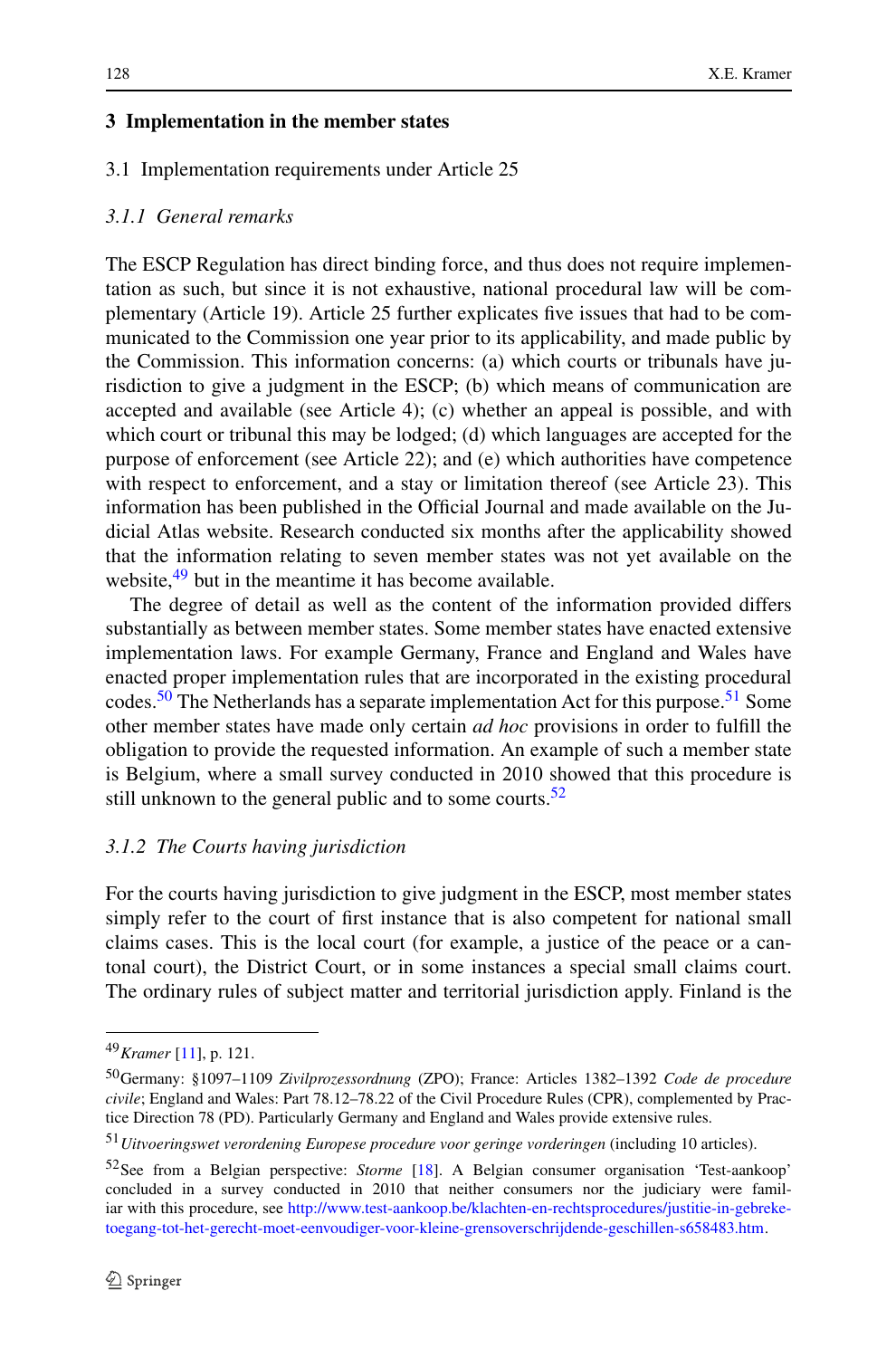## 3 Implementation in the member states

### 3.1 Implementation requirements under Article 25

#### *3.1.1 General remarks*

The ESCP Regulation has direct binding force, and thus does not require implementation as such, but since it is not exhaustive, national procedural law will be complementary (Article 19). Article 25 further explicates five issues that had to be communicated to the Commission one year prior to its applicability, and made public by the Commission. This information concerns: (a) which courts or tribunals have jurisdiction to give a judgment in the ESCP; (b) which means of communication are accepted and available (see Article 4); (c) whether an appeal is possible, and with which court or tribunal this may be lodged; (d) which languages are accepted for the purpose of enforcement (see Article 22); and (e) which authorities have competence with respect to enforcement, and a stay or limitation thereof (see Article 23). This information has been published in the Official Journal and made available on the Judicial Atlas website. Research conducted six months after the applicability showed that the information relating to seven member states was not yet available on the website,[49] but in the meantime it has become available.

The degree of detail as well as the content of the information provided differs substantially as between member states. Some member states have enacted extensive implementation laws. For example Germany, France and England and Wales have enacted proper implementation rules that are incorporated in the existing procedural codes.[50] The Netherlands has a separate implementation Act for this purpose.[51] Some other member states have made only certain *ad hoc* provisions in order to fulfill the obligation to provide the requested information. An example of such a member state is Belgium, where a small survey conducted in 2010 showed that this procedure is still unknown to the general public and to some courts.[52]

#### *3.1.2 The Courts having jurisdiction*

For the courts having jurisdiction to give judgment in the ESCP, most member states simply refer to the court of first instance that is also competent for national small claims cases. This is the local court (for example, a justice of the peace or a cantonal court), the District Court, or in some instances a special small claims court. The ordinary rules of subject matter and territorial jurisdiction apply. Finland is the

---

[49] *Kramer* [11], p. 121.

[50] Germany: §1097–1109 *Zivilprozessordnung* (ZPO); France: Articles 1382–1392 *Code de procedure civile*; England and Wales: Part 78.12–78.22 of the Civil Procedure Rules (CPR), complemented by Practice Direction 78 (PD). Particularly Germany and England and Wales provide extensive rules.

[51] *Uitvoeringswet verordening Europese procedure voor geringe vorderingen* (including 10 articles).

[52] See from a Belgian perspective: *Storme* [18]. A Belgian consumer organisation 'Test-aankoop' concluded in a survey conducted in 2010 that neither consumers nor the judiciary were familiar with this procedure, see http://www.test-aankoop.be/klachten-en-rechtsprocedures/justitie-in-gebreke-toegang-tot-het-gerecht-moet-eenvoudiger-voor-kleine-grensoverschrijdende-geschillen-s658483.htm.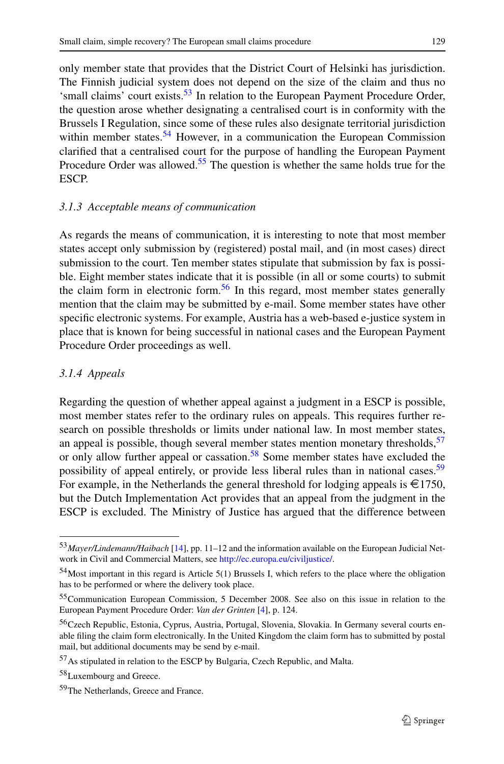only member state that provides that the District Court of Helsinki has jurisdiction. The Finnish judicial system does not depend on the size of the claim and thus no 'small claims' court exists.[53] In relation to the European Payment Procedure Order, the question arose whether designating a centralised court is in conformity with the Brussels I Regulation, since some of these rules also designate territorial jurisdiction within member states.[54] However, in a communication the European Commission clarified that a centralised court for the purpose of handling the European Payment Procedure Order was allowed.[55] The question is whether the same holds true for the ESCP.

### *3.1.3 Acceptable means of communication*

As regards the means of communication, it is interesting to note that most member states accept only submission by (registered) postal mail, and (in most cases) direct submission to the court. Ten member states stipulate that submission by fax is possible. Eight member states indicate that it is possible (in all or some courts) to submit the claim form in electronic form.[56] In this regard, most member states generally mention that the claim may be submitted by e-mail. Some member states have other specific electronic systems. For example, Austria has a web-based e-justice system in place that is known for being successful in national cases and the European Payment Procedure Order proceedings as well.

### *3.1.4 Appeals*

Regarding the question of whether appeal against a judgment in a ESCP is possible, most member states refer to the ordinary rules on appeals. This requires further research on possible thresholds or limits under national law. In most member states, an appeal is possible, though several member states mention monetary thresholds,[57] or only allow further appeal or cassation.[58] Some member states have excluded the possibility of appeal entirely, or provide less liberal rules than in national cases.[59] For example, in the Netherlands the general threshold for lodging appeals is €1750, but the Dutch Implementation Act provides that an appeal from the judgment in the ESCP is excluded. The Ministry of Justice has argued that the difference between

---

[53] *Mayer/Lindemann/Haibach* [14], pp. 11–12 and the information available on the European Judicial Network in Civil and Commercial Matters, see http://ec.europa.eu/civiljustice/.

[54] Most important in this regard is Article 5(1) Brussels I, which refers to the place where the obligation has to be performed or where the delivery took place.

[55] Communication European Commission, 5 December 2008. See also on this issue in relation to the European Payment Procedure Order: *Van der Grinten* [4], p. 124.

[56] Czech Republic, Estonia, Cyprus, Austria, Portugal, Slovenia, Slovakia. In Germany several courts enable filing the claim form electronically. In the United Kingdom the claim form has to submitted by postal mail, but additional documents may be send by e-mail.

[57] As stipulated in relation to the ESCP by Bulgaria, Czech Republic, and Malta.

[58] Luxembourg and Greece.

[59] The Netherlands, Greece and France.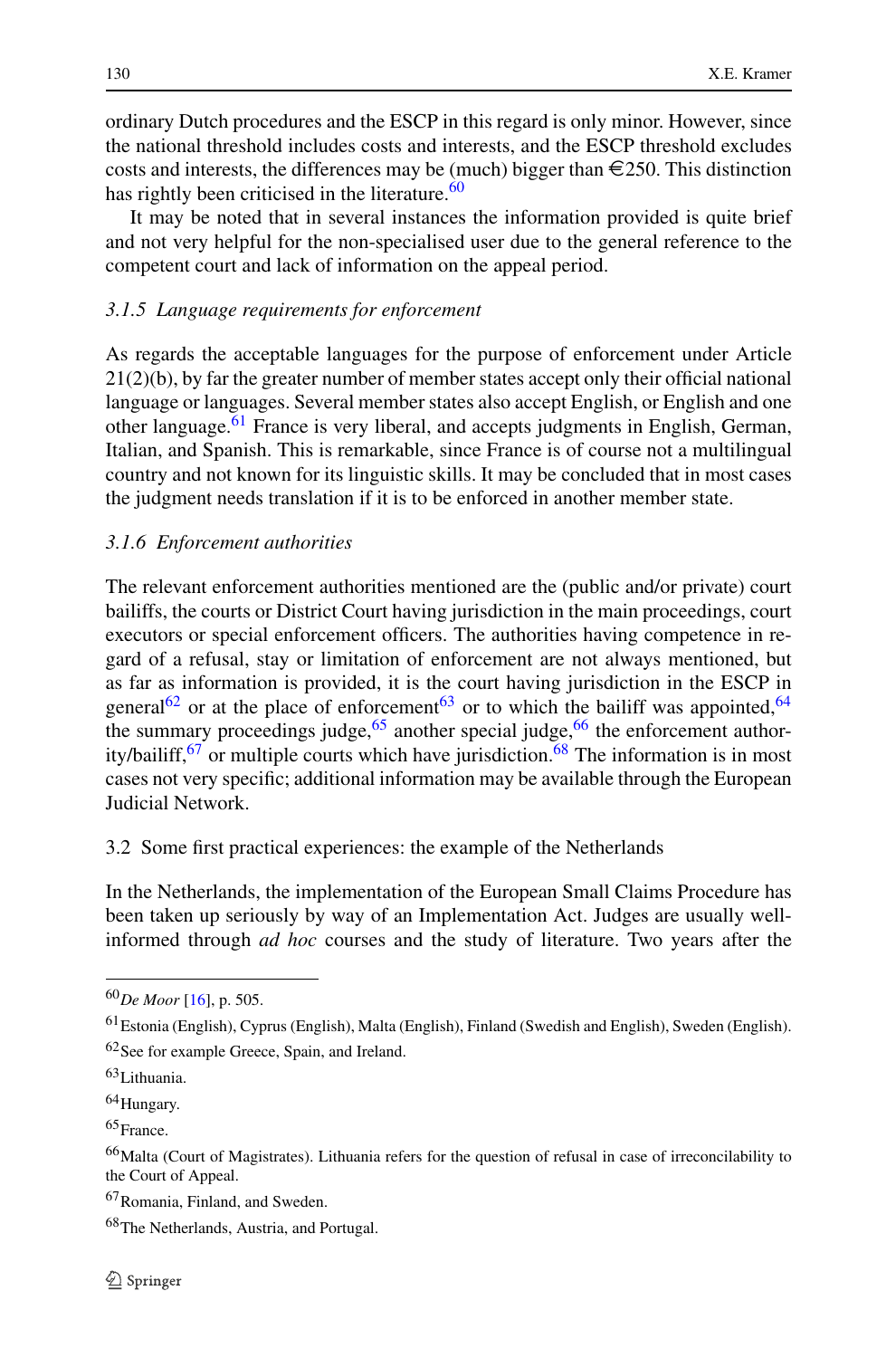ordinary Dutch procedures and the ESCP in this regard is only minor. However, since the national threshold includes costs and interests, and the ESCP threshold excludes costs and interests, the differences may be (much) bigger than €250. This distinction has rightly been criticised in the literature.[60]

It may be noted that in several instances the information provided is quite brief and not very helpful for the non-specialised user due to the general reference to the competent court and lack of information on the appeal period.

### *3.1.5 Language requirements for enforcement*

As regards the acceptable languages for the purpose of enforcement under Article 21(2)(b), by far the greater number of member states accept only their official national language or languages. Several member states also accept English, or English and one other language.[61] France is very liberal, and accepts judgments in English, German, Italian, and Spanish. This is remarkable, since France is of course not a multilingual country and not known for its linguistic skills. It may be concluded that in most cases the judgment needs translation if it is to be enforced in another member state.

### *3.1.6 Enforcement authorities*

The relevant enforcement authorities mentioned are the (public and/or private) court bailiffs, the courts or District Court having jurisdiction in the main proceedings, court executors or special enforcement officers. The authorities having competence in regard of a refusal, stay or limitation of enforcement are not always mentioned, but as far as information is provided, it is the court having jurisdiction in the ESCP in general[62] or at the place of enforcement[63] or to which the bailiff was appointed,[64] the summary proceedings judge,[65] another special judge,[66] the enforcement authority/bailiff,[67] or multiple courts which have jurisdiction.[68] The information is in most cases not very specific; additional information may be available through the European Judicial Network.

## 3.2 Some first practical experiences: the example of the Netherlands

In the Netherlands, the implementation of the European Small Claims Procedure has been taken up seriously by way of an Implementation Act. Judges are usually well-informed through *ad hoc* courses and the study of literature. Two years after the

---

[60] *De Moor* [16], p. 505.

[61] Estonia (English), Cyprus (English), Malta (English), Finland (Swedish and English), Sweden (English).

[62] See for example Greece, Spain, and Ireland.

[63] Lithuania.

[64] Hungary.

[65] France.

[66] Malta (Court of Magistrates). Lithuania refers for the question of refusal in case of irreconcilability to the Court of Appeal.

[67] Romania, Finland, and Sweden.

[68] The Netherlands, Austria, and Portugal.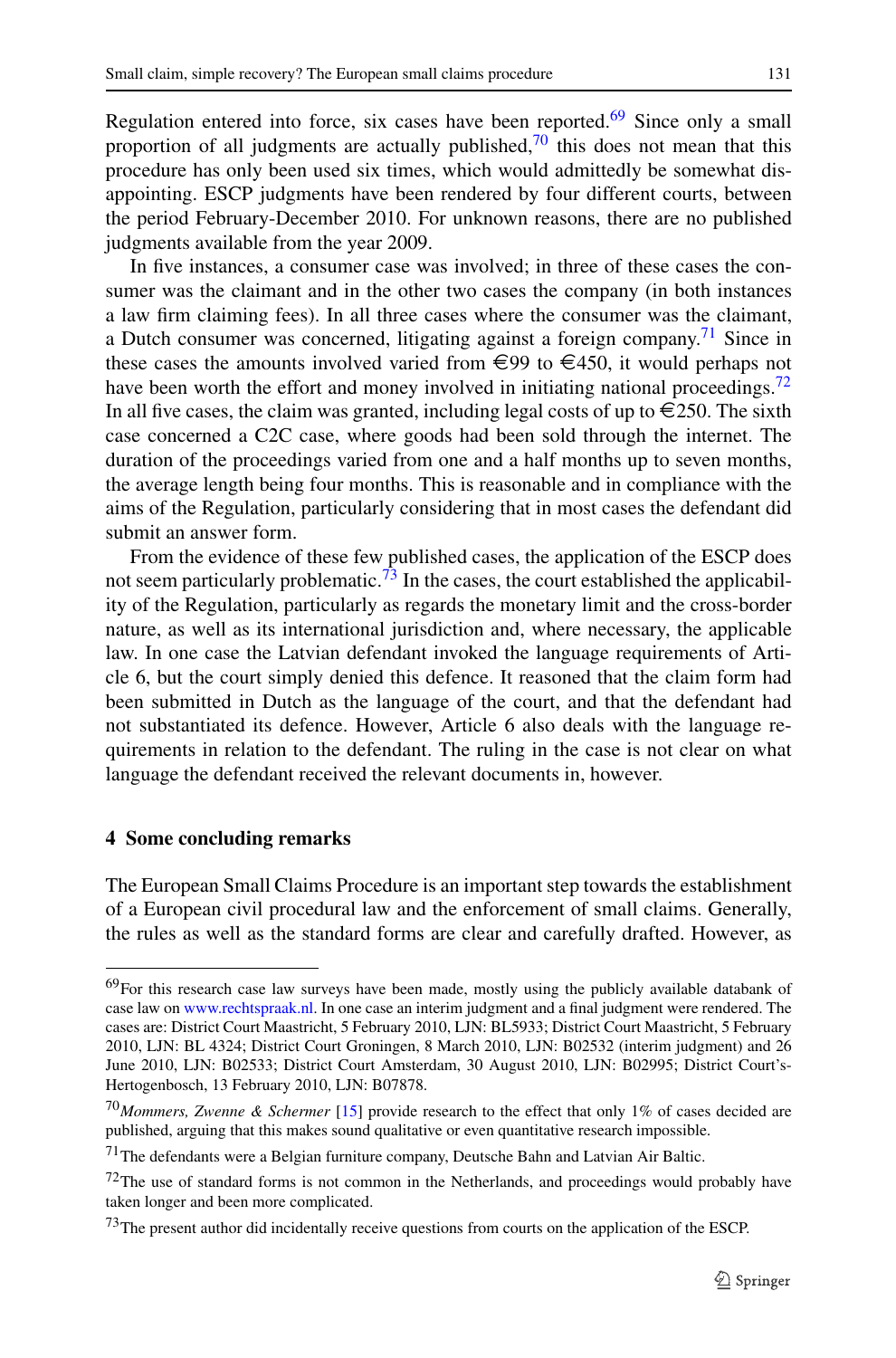Regulation entered into force, six cases have been reported.[69] Since only a small proportion of all judgments are actually published,[70] this does not mean that this procedure has only been used six times, which would admittedly be somewhat disappointing. ESCP judgments have been rendered by four different courts, between the period February-December 2010. For unknown reasons, there are no published judgments available from the year 2009.

In five instances, a consumer case was involved; in three of these cases the consumer was the claimant and in the other two cases the company (in both instances a law firm claiming fees). In all three cases where the consumer was the claimant, a Dutch consumer was concerned, litigating against a foreign company.[71] Since in these cases the amounts involved varied from €99 to €450, it would perhaps not have been worth the effort and money involved in initiating national proceedings.[72] In all five cases, the claim was granted, including legal costs of up to €250. The sixth case concerned a C2C case, where goods had been sold through the internet. The duration of the proceedings varied from one and a half months up to seven months, the average length being four months. This is reasonable and in compliance with the aims of the Regulation, particularly considering that in most cases the defendant did submit an answer form.

From the evidence of these few published cases, the application of the ESCP does not seem particularly problematic.[73] In the cases, the court established the applicability of the Regulation, particularly as regards the monetary limit and the cross-border nature, as well as its international jurisdiction and, where necessary, the applicable law. In one case the Latvian defendant invoked the language requirements of Article 6, but the court simply denied this defence. It reasoned that the claim form had been submitted in Dutch as the language of the court, and that the defendant had not substantiated its defence. However, Article 6 also deals with the language requirements in relation to the defendant. The ruling in the case is not clear on what language the defendant received the relevant documents in, however.

## 4 Some concluding remarks

The European Small Claims Procedure is an important step towards the establishment of a European civil procedural law and the enforcement of small claims. Generally, the rules as well as the standard forms are clear and carefully drafted. However, as

---

[69] For this research case law surveys have been made, mostly using the publicly available databank of case law on www.rechtspraak.nl. In one case an interim judgment and a final judgment were rendered. The cases are: District Court Maastricht, 5 February 2010, LJN: BL5933; District Court Maastricht, 5 February 2010, LJN: BL 4324; District Court Groningen, 8 March 2010, LJN: B02532 (interim judgment) and 26 June 2010, LJN: B02533; District Court Amsterdam, 30 August 2010, LJN: B02995; District Court's-Hertogenbosch, 13 February 2010, LJN: B07878.

[70] *Mommers, Zwenne & Schermer* [15] provide research to the effect that only 1% of cases decided are published, arguing that this makes sound qualitative or even quantitative research impossible.

[71] The defendants were a Belgian furniture company, Deutsche Bahn and Latvian Air Baltic.

[72] The use of standard forms is not common in the Netherlands, and proceedings would probably have taken longer and been more complicated.

[73] The present author did incidentally receive questions from courts on the application of the ESCP.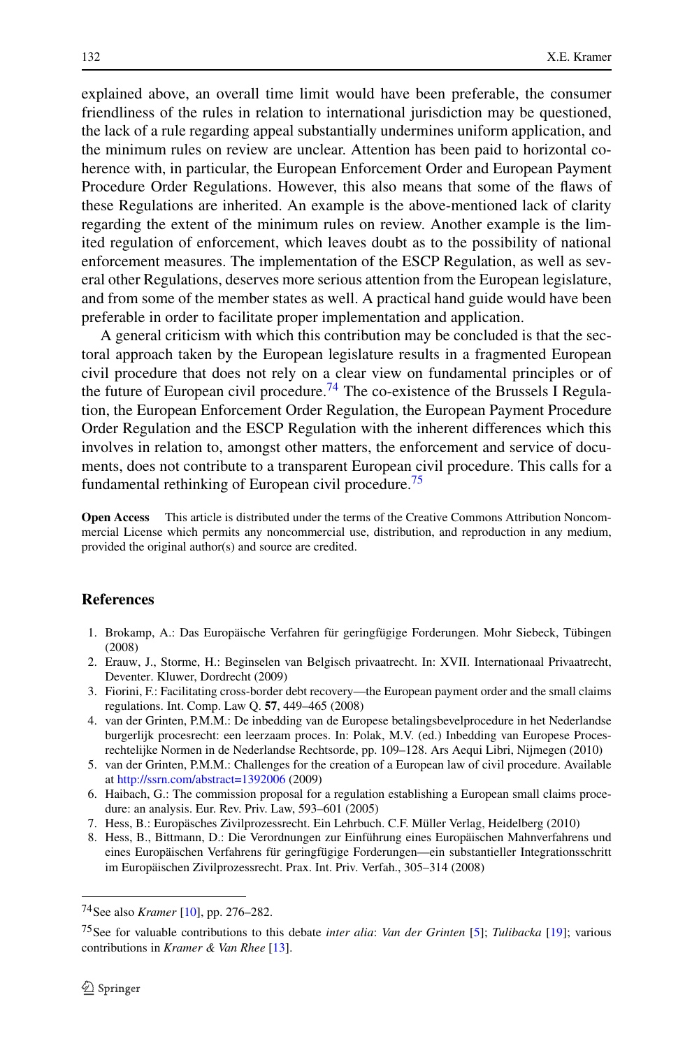explained above, an overall time limit would have been preferable, the consumer friendliness of the rules in relation to international jurisdiction may be questioned, the lack of a rule regarding appeal substantially undermines uniform application, and the minimum rules on review are unclear. Attention has been paid to horizontal coherence with, in particular, the European Enforcement Order and European Payment Procedure Order Regulations. However, this also means that some of the flaws of these Regulations are inherited. An example is the above-mentioned lack of clarity regarding the extent of the minimum rules on review. Another example is the limited regulation of enforcement, which leaves doubt as to the possibility of national enforcement measures. The implementation of the ESCP Regulation, as well as several other Regulations, deserves more serious attention from the European legislature, and from some of the member states as well. A practical hand guide would have been preferable in order to facilitate proper implementation and application.

A general criticism with which this contribution may be concluded is that the sectoral approach taken by the European legislature results in a fragmented European civil procedure that does not rely on a clear view on fundamental principles or of the future of European civil procedure.[74] The co-existence of the Brussels I Regulation, the European Enforcement Order Regulation, the European Payment Procedure Order Regulation and the ESCP Regulation with the inherent differences which this involves in relation to, amongst other matters, the enforcement and service of documents, does not contribute to a transparent European civil procedure. This calls for a fundamental rethinking of European civil procedure.[75]

**Open Access** This article is distributed under the terms of the Creative Commons Attribution Noncommercial License which permits any noncommercial use, distribution, and reproduction in any medium, provided the original author(s) and source are credited.

## References

1. Brokamp, A.: Das Europäische Verfahren für geringfügige Forderungen. Mohr Siebeck, Tübingen (2008)
2. Erauw, J., Storme, H.: Beginselen van Belgisch privaatrecht. In: XVII. Internationaal Privaatrecht, Deventer. Kluwer, Dordrecht (2009)
3. Fiorini, F.: Facilitating cross-border debt recovery—the European payment order and the small claims regulations. Int. Comp. Law Q. **57**, 449–465 (2008)
4. van der Grinten, P.M.M.: De inbedding van de Europese betalingsbevelprocedure in het Nederlandse burgerlijk procesrecht: een leerzaam proces. In: Polak, M.V. (ed.) Inbedding van Europese Procesrechtelijke Normen in de Nederlandse Rechtsorde, pp. 109–128. Ars Aequi Libri, Nijmegen (2010)
5. van der Grinten, P.M.M.: Challenges for the creation of a European law of civil procedure. Available at http://ssrn.com/abstract=1392006 (2009)
6. Haibach, G.: The commission proposal for a regulation establishing a European small claims procedure: an analysis. Eur. Rev. Priv. Law, 593–601 (2005)
7. Hess, B.: Europäsches Zivilprozessrecht. Ein Lehrbuch. C.F. Müller Verlag, Heidelberg (2010)
8. Hess, B., Bittmann, D.: Die Verordnungen zur Einführung eines Europäischen Mahnverfahrens und eines Europäischen Verfahrens für geringfügige Forderungen—ein substantieller Integrationsschritt im Europäischen Zivilprozessrecht. Prax. Int. Priv. Verfah., 305–314 (2008)

---

[74] See also *Kramer* [10], pp. 276–282.

[75] See for valuable contributions to this debate *inter alia*: *Van der Grinten* [5]; *Tulibacka* [19]; various contributions in *Kramer & Van Rhee* [13].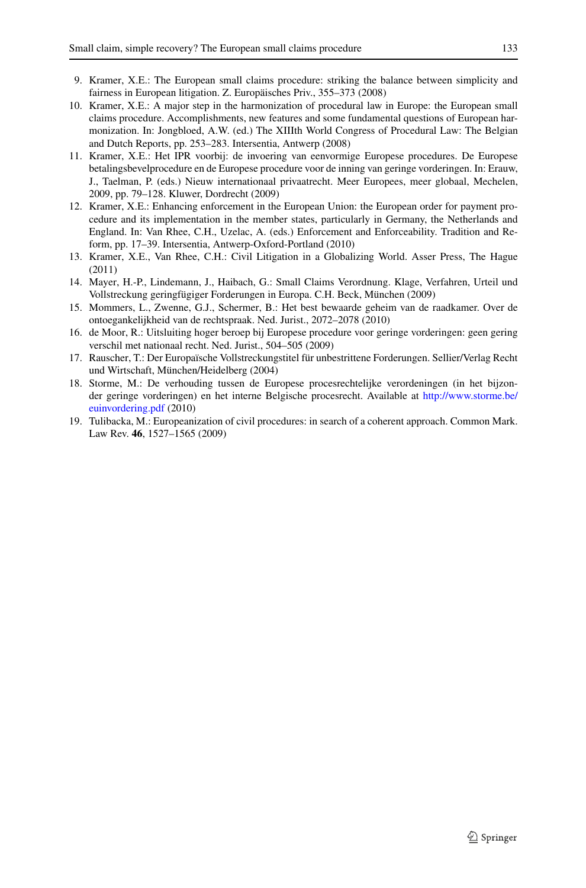9. Kramer, X.E.: The European small claims procedure: striking the balance between simplicity and fairness in European litigation. Z. Europäisches Priv., 355–373 (2008)
10. Kramer, X.E.: A major step in the harmonization of procedural law in Europe: the European small claims procedure. Accomplishments, new features and some fundamental questions of European harmonization. In: Jongbloed, A.W. (ed.) The XIIIth World Congress of Procedural Law: The Belgian and Dutch Reports, pp. 253–283. Intersentia, Antwerp (2008)
11. Kramer, X.E.: Het IPR voorbij: de invoering van eenvormige Europese procedures. De Europese betalingsbevelprocedure en de Europese procedure voor de inning van geringe vorderingen. In: Erauw, J., Taelman, P. (eds.) Nieuw internationaal privaatrecht. Meer Europees, meer globaal, Mechelen, 2009, pp. 79–128. Kluwer, Dordrecht (2009)
12. Kramer, X.E.: Enhancing enforcement in the European Union: the European order for payment procedure and its implementation in the member states, particularly in Germany, the Netherlands and England. In: Van Rhee, C.H., Uzelac, A. (eds.) Enforcement and Enforceability. Tradition and Reform, pp. 17–39. Intersentia, Antwerp-Oxford-Portland (2010)
13. Kramer, X.E., Van Rhee, C.H.: Civil Litigation in a Globalizing World. Asser Press, The Hague (2011)
14. Mayer, H.-P., Lindemann, J., Haibach, G.: Small Claims Verordnung. Klage, Verfahren, Urteil und Vollstreckung geringfügiger Forderungen in Europa. C.H. Beck, München (2009)
15. Mommers, L., Zwenne, G.J., Schermer, B.: Het best bewaarde geheim van de raadkamer. Over de ontoegankelijkheid van de rechtspraak. Ned. Jurist., 2072–2078 (2010)
16. de Moor, R.: Uitsluiting hoger beroep bij Europese procedure voor geringe vorderingen: geen gering verschil met nationaal recht. Ned. Jurist., 504–505 (2009)
17. Rauscher, T.: Der Europaïsche Vollstreckungstitel für unbestrittene Forderungen. Sellier/Verlag Recht und Wirtschaft, München/Heidelberg (2004)
18. Storme, M.: De verhouding tussen de Europese procesrechtelijke verordeningen (in het bijzonder geringe vorderingen) en het interne Belgische procesrecht. Available at http://www.storme.be/euinvordering.pdf (2010)
19. Tulibacka, M.: Europeanization of civil procedures: in search of a coherent approach. Common Mark. Law Rev. **46**, 1527–1565 (2009)